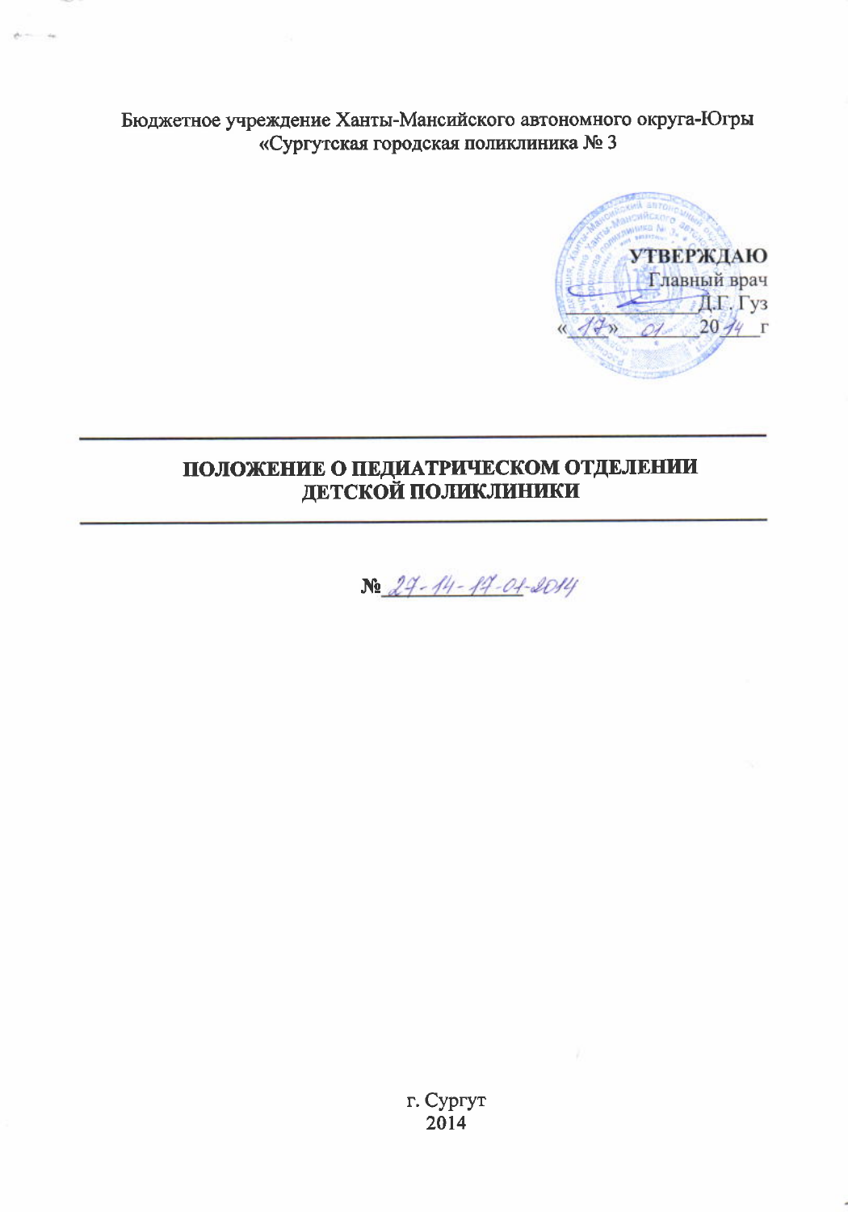Бюджетное учреждение Ханты-Мансийского автономного округа-Югры
«Сургутская городская поликлиника № 3

**УТВЕРЖДАЮ**
Главный врач
\_\_\_\_\_\_\_\_\_\_\_\_\_ Д.Г. Гуз
«17» 01 2014 г

# ПОЛОЖЕНИЕ О ПЕДИАТРИЧЕСКОМ ОТДЕЛЕНИИ ДЕТСКОЙ ПОЛИКЛИНИКИ

№ 27-14-17-01-2014

г. Сургут
2014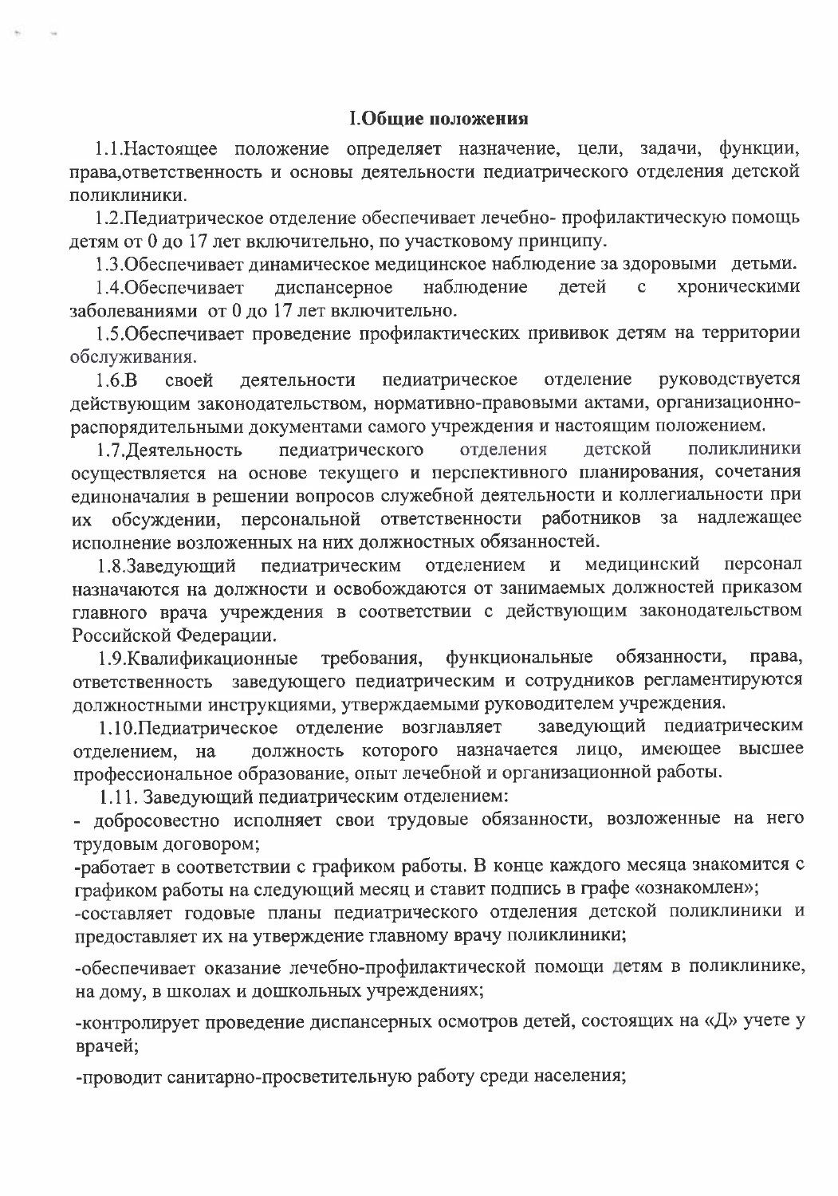## I.Общие положения

1.1.Настоящее положение определяет назначение, цели, задачи, функции, права,ответственность и основы деятельности педиатрического отделения детской поликлиники.

1.2.Педиатрическое отделение обеспечивает лечебно- профилактическую помощь детям от 0 до 17 лет включительно, по участковому принципу.

1.3.Обеспечивает динамическое медицинское наблюдение за здоровыми детьми.

1.4.Обеспечивает диспансерное наблюдение детей с хроническими заболеваниями от 0 до 17 лет включительно.

1.5.Обеспечивает проведение профилактических прививок детям на территории обслуживания.

1.6.В своей деятельности педиатрическое отделение руководствуется действующим законодательством, нормативно-правовыми актами, организационно-распорядительными документами самого учреждения и настоящим положением.

1.7.Деятельность педиатрического отделения детской поликлиники осуществляется на основе текущего и перспективного планирования, сочетания единоначалия в решении вопросов служебной деятельности и коллегиальности при их обсуждении, персональной ответственности работников за надлежащее исполнение возложенных на них должностных обязанностей.

1.8.Заведующий педиатрическим отделением и медицинский персонал назначаются на должности и освобождаются от занимаемых должностей приказом главного врача учреждения в соответствии с действующим законодательством Российской Федерации.

1.9.Квалификационные требования, функциональные обязанности, права, ответственность заведующего педиатрическим и сотрудников регламентируются должностными инструкциями, утверждаемыми руководителем учреждения.

1.10.Педиатрическое отделение возглавляет заведующий педиатрическим отделением, на должность которого назначается лицо, имеющее высшее профессиональное образование, опыт лечебной и организационной работы.

1.11. Заведующий педиатрическим отделением:

- добросовестно исполняет свои трудовые обязанности, возложенные на него трудовым договором;
- работает в соответствии с графиком работы. В конце каждого месяца знакомится с графиком работы на следующий месяц и ставит подпись в графе «ознакомлен»;
- составляет годовые планы педиатрического отделения детской поликлиники и предоставляет их на утверждение главному врачу поликлиники;
- обеспечивает оказание лечебно-профилактической помощи детям в поликлинике, на дому, в школах и дошкольных учреждениях;
- контролирует проведение диспансерных осмотров детей, состоящих на «Д» учете у врачей;
- проводит санитарно-просветительную работу среди населения;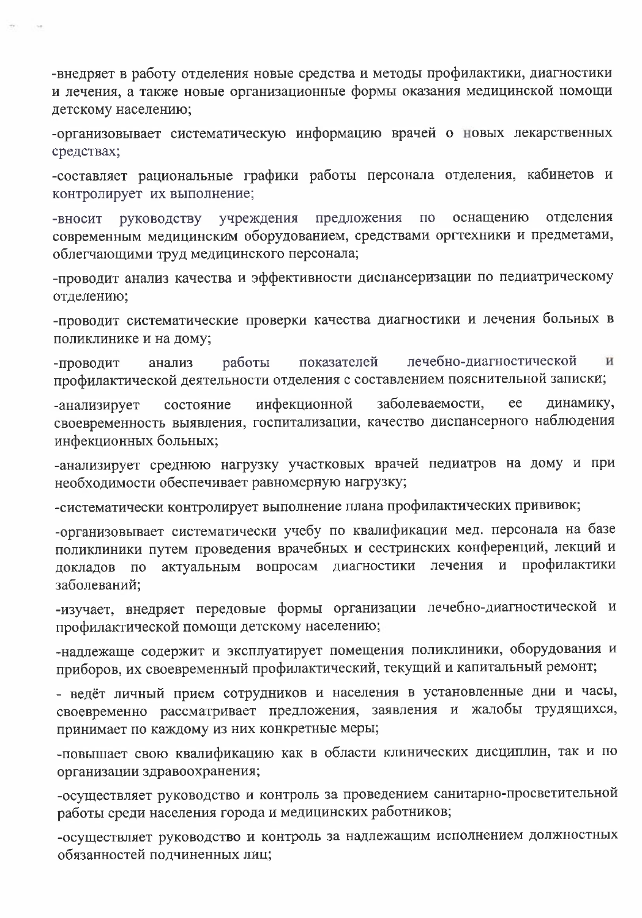-внедряет в работу отделения новые средства и методы профилактики, диагностики и лечения, а также новые организационные формы оказания медицинской помощи детскому населению;

-организовывает систематическую информацию врачей о новых лекарственных средствах;

-составляет рациональные графики работы персонала отделения, кабинетов и контролирует их выполнение;

-вносит руководству учреждения предложения по оснащению отделения современным медицинским оборудованием, средствами оргтехники и предметами, облегчающими труд медицинского персонала;

-проводит анализ качества и эффективности диспансеризации по педиатрическому отделению;

-проводит систематические проверки качества диагностики и лечения больных в поликлинике и на дому;

-проводит анализ работы показателей лечебно-диагностической и профилактической деятельности отделения с составлением пояснительной записки;

-анализирует состояние инфекционной заболеваемости, ее динамику, своевременность выявления, госпитализации, качество диспансерного наблюдения инфекционных больных;

-анализирует среднюю нагрузку участковых врачей педиатров на дому и при необходимости обеспечивает равномерную нагрузку;

-систематически контролирует выполнение плана профилактических прививок;

-организовывает систематически учебу по квалификации мед. персонала на базе поликлиники путем проведения врачебных и сестринских конференций, лекций и докладов по актуальным вопросам диагностики лечения и профилактики заболеваний;

-изучает, внедряет передовые формы организации лечебно-диагностической и профилактической помощи детскому населению;

-надлежаще содержит и эксплуатирует помещения поликлиники, оборудования и приборов, их своевременный профилактический, текущий и капитальный ремонт;

- ведёт личный прием сотрудников и населения в установленные дни и часы, своевременно рассматривает предложения, заявления и жалобы трудящихся, принимает по каждому из них конкретные меры;

-повышает свою квалификацию как в области клинических дисциплин, так и по организации здравоохранения;

-осуществляет руководство и контроль за проведением санитарно-просветительной работы среди населения города и медицинских работников;

-осуществляет руководство и контроль за надлежащим исполнением должностных обязанностей подчиненных лиц;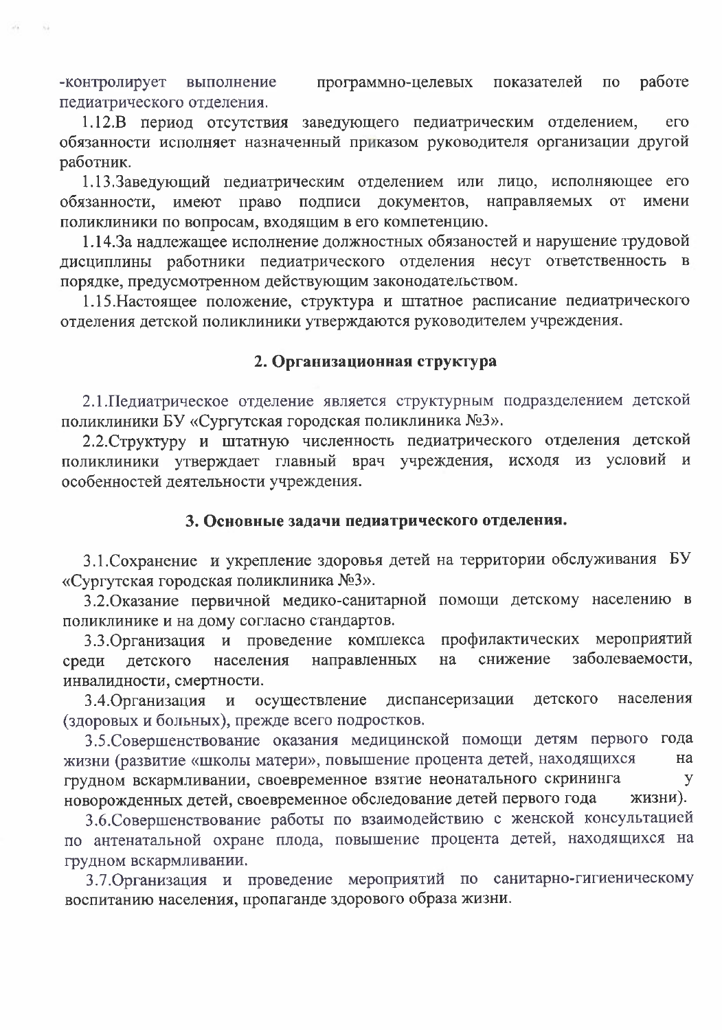-контролирует выполнение программно-целевых показателей по работе педиатрического отделения.

1.12.В период отсутствия заведующего педиатрическим отделением, его обязанности исполняет назначенный приказом руководителя организации другой работник.

1.13.Заведующий педиатрическим отделением или лицо, исполняющее его обязанности, имеют право подписи документов, направляемых от имени поликлиники по вопросам, входящим в его компетенцию.

1.14.За надлежащее исполнение должностных обязаностей и нарушение трудовой дисциплины работники педиатрического отделения несут ответственность в порядке, предусмотренном действующим законодательством.

1.15.Настоящее положение, структура и штатное расписание педиатрического отделения детской поликлиники утверждаются руководителем учреждения.

## 2. Организационная структура

2.1.Педиатрическое отделение является структурным подразделением детской поликлиники БУ «Сургутская городская поликлиника №3».

2.2.Структуру и штатную численность педиатрического отделения детской поликлиники утверждает главный врач учреждения, исходя из условий и особенностей деятельности учреждения.

## 3. Основные задачи педиатрического отделения.

3.1.Сохранение и укрепление здоровья детей на территории обслуживания БУ «Сургутская городская поликлиника №3».

3.2.Оказание первичной медико-санитарной помощи детскому населению в поликлинике и на дому согласно стандартов.

3.3.Организация и проведение комплекса профилактических мероприятий среди детского населения направленных на снижение заболеваемости, инвалидности, смертности.

3.4.Организация и осуществление диспансеризации детского населения (здоровых и больных), прежде всего подростков.

3.5.Совершенствование оказания медицинской помощи детям первого года жизни (развитие «школы матери», повышение процента детей, находящихся на грудном вскармливании, своевременное взятие неонатального скрининга у новорожденных детей, своевременное обследование детей первого года жизни).

3.6.Совершенствование работы по взаимодействию с женской консультацией по антенатальной охране плода, повышение процента детей, находящихся на грудном вскармливании.

3.7.Организация и проведение мероприятий по санитарно-гигиеническому воспитанию населения, пропаганде здорового образа жизни.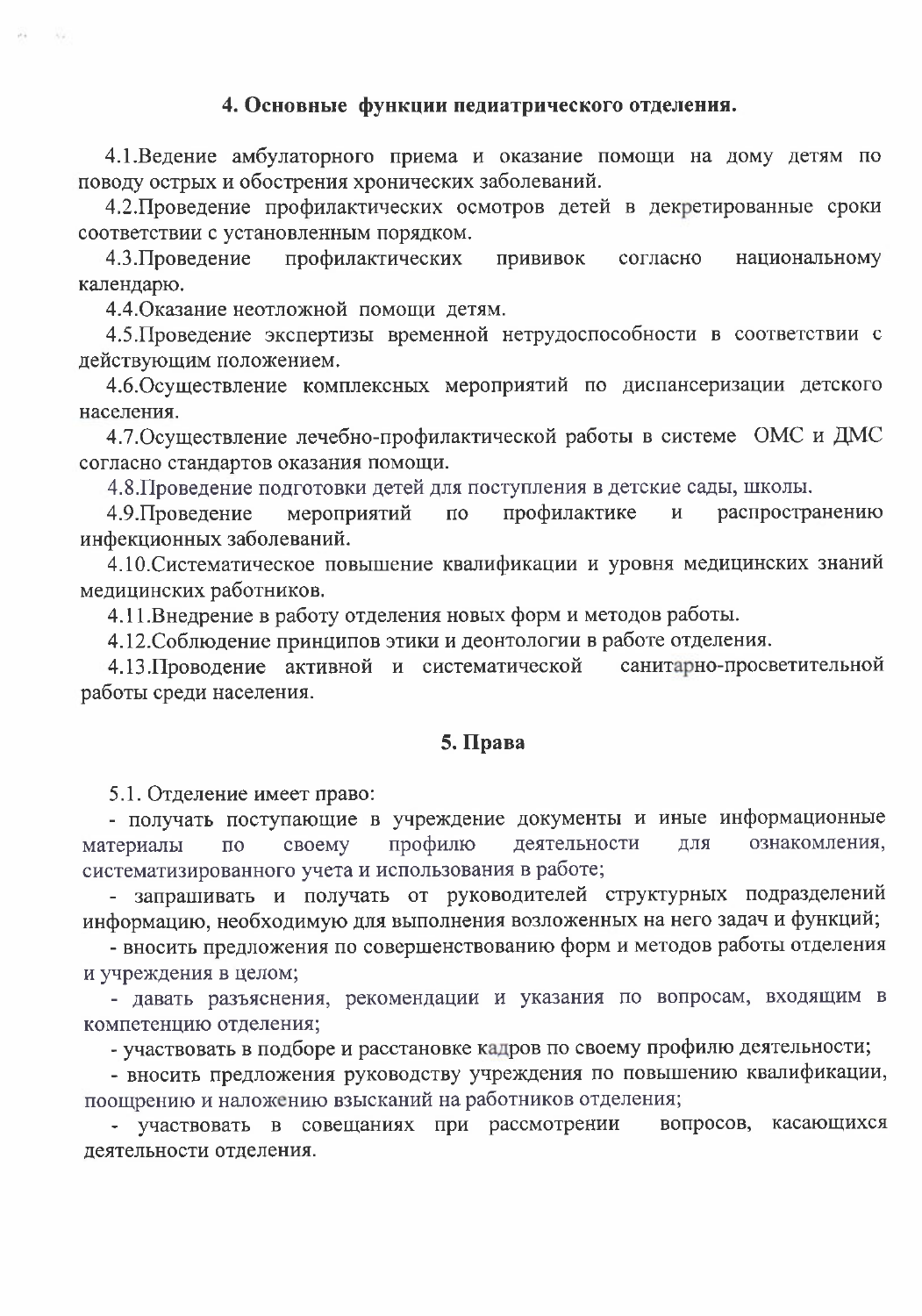## 4. Основные функции педиатрического отделения.

4.1.Ведение амбулаторного приема и оказание помощи на дому детям по поводу острых и обострения хронических заболеваний.

4.2.Проведение профилактических осмотров детей в декретированные сроки соответствии с установленным порядком.

4.3.Проведение профилактических прививок согласно национальному календарю.

4.4.Оказание неотложной помощи детям.

4.5.Проведение экспертизы временной нетрудоспособности в соответствии с действующим положением.

4.6.Осуществление комплексных мероприятий по диспансеризации детского населения.

4.7.Осуществление лечебно-профилактической работы в системе ОМС и ДМС согласно стандартов оказания помощи.

4.8.Проведение подготовки детей для поступления в детские сады, школы.

4.9.Проведение мероприятий по профилактике и распространению инфекционных заболеваний.

4.10.Систематическое повышение квалификации и уровня медицинских знаний медицинских работников.

4.11.Внедрение в работу отделения новых форм и методов работы.

4.12.Соблюдение принципов этики и деонтологии в работе отделения.

4.13.Проводение активной и систематической санитарно-просветительной работы среди населения.

## 5. Права

5.1. Отделение имеет право:

- получать поступающие в учреждение документы и иные информационные материалы по своему профилю деятельности для ознакомления, систематизированного учета и использования в работе;
- запрашивать и получать от руководителей структурных подразделений информацию, необходимую для выполнения возложенных на него задач и функций;
- вносить предложения по совершенствованию форм и методов работы отделения и учреждения в целом;
- давать разъяснения, рекомендации и указания по вопросам, входящим в компетенцию отделения;
- участвовать в подборе и расстановке кадров по своему профилю деятельности;
- вносить предложения руководству учреждения по повышению квалификации, поощрению и наложению взысканий на работников отделения;
- участвовать в совещаниях при рассмотрении вопросов, касающихся деятельности отделения.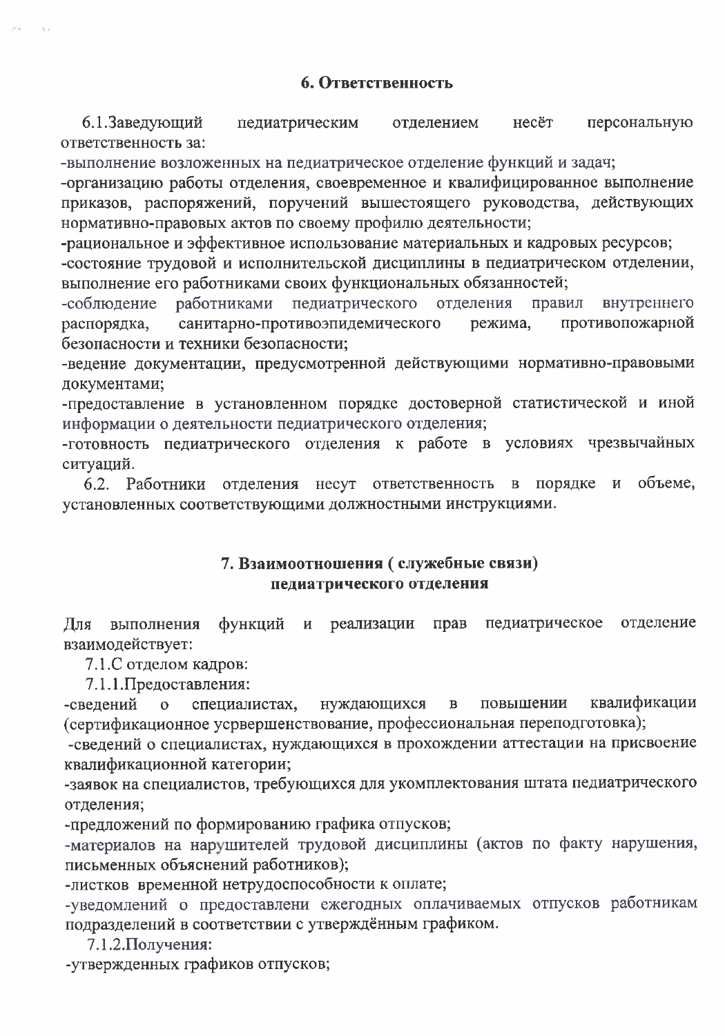## 6. Ответственность

6.1.Заведующий педиатрическим отделением несёт персональную ответственность за:

-выполнение возложенных на педиатрическое отделение функций и задач;

-организацию работы отделения, своевременное и квалифицированное выполнение приказов, распоряжений, поручений вышестоящего руководства, действующих нормативно-правовых актов по своему профилю деятельности;

-рациональное и эффективное использование материальных и кадровых ресурсов;

-состояние трудовой и исполнительской дисциплины в педиатрическом отделении, выполнение его работниками своих функциональных обязанностей;

-соблюдение работниками педиатрического отделения правил внутреннего распорядка, санитарно-противоэпидемического режима, противопожарной безопасности и техники безопасности;

-ведение документации, предусмотренной действующими нормативно-правовыми документами;

-предоставление в установленном порядке достоверной статистической и иной информации о деятельности педиатрического отделения;

-готовность педиатрического отделения к работе в условиях чрезвычайных ситуаций.

6.2. Работники отделения несут ответственность в порядке и объеме, установленных соответствующими должностными инструкциями.

## 7. Взаимоотношения ( служебные связи) педиатрического отделения

Для выполнения функций и реализации прав педиатрическое отделение взаимодействует:

7.1.С отделом кадров:

7.1.1.Предоставления:

-сведений о специалистах, нуждающихся в повышении квалификации (сертификационное усрвершенствование, профессиональная переподготовка);

-сведений о специалистах, нуждающихся в прохождении аттестации на присвоение квалификационной категории;

-заявок на специалистов, требующихся для укомплектования штата педиатрического отделения;

-предложений по формированию графика отпусков;

-материалов на нарушителей трудовой дисциплины (актов по факту нарушения, письменных объяснений работников);

-листков временной нетрудоспособности к оплате;

-уведомлений о предоставлени ежегодных оплачиваемых отпусков работникам подразделений в соответствии с утверждённым графиком.

7.1.2.Получения:

-утвержденных графиков отпусков;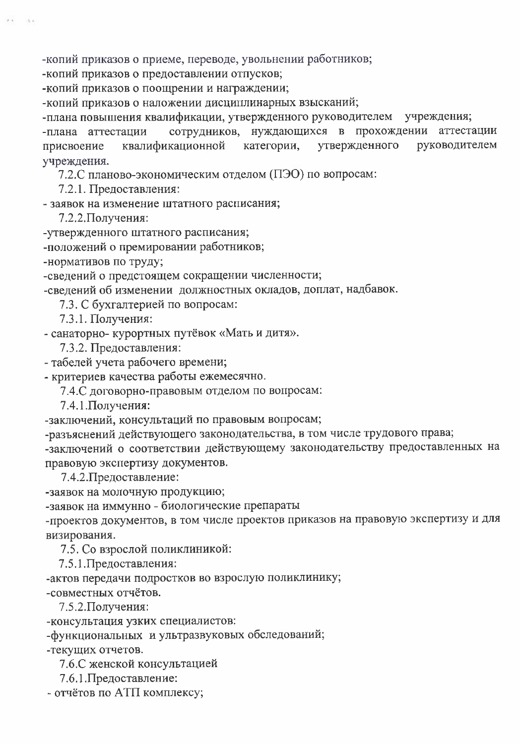-копий приказов о приеме, переводе, увольнении работников;
-копий приказов о предоставлении отпусков;
-копий приказов о поощрении и награждении;
-копий приказов о наложении дисциплинарных взысканий;
-плана повышения квалификации, утвержденного руководителем учреждения;
-плана аттестации сотрудников, нуждающихся в прохождении аттестации присвоение квалификационной категории, утвержденного руководителем учреждения.

7.2.С планово-экономическим отделом (ПЭО) по вопросам:

7.2.1. Предоставления:
- заявок на изменение штатного расписания;

7.2.2.Получения:
-утвержденного штатного расписания;
-положений о премировании работников;
-нормативов по труду;
-сведений о предстоящем сокращении численности;
-сведений об изменении должностных окладов, доплат, надбавок.

7.3. С бухгалтерией по вопросам:

7.3.1. Получения:
- санаторно- курортных путёвок «Мать и дитя».

7.3.2. Предоставления:
- табелей учета рабочего времени;
- критериев качества работы ежемесячно.

7.4.С договорно-правовым отделом по вопросам:

7.4.1.Получения:
-заключений, консультаций по правовым вопросам;
-разъяснений действующего законодательства, в том числе трудового права;
-заключений о соответствии действующему законодательству предоставленных на правовую экспертизу документов.

7.4.2.Предоставление:
-заявок на молочную продукцию;
-заявок на иммунно - биологические препараты
-проектов документов, в том числе проектов приказов на правовую экспертизу и для визирования.

7.5. Со взрослой поликлиникой:

7.5.1.Предоставления:
-актов передачи подростков во взрослую поликлинику;
-совместных отчётов.

7.5.2.Получения:
-консультация узких специалистов:
-функциональных и ультразвуковых обследований;
-текущих отчетов.

7.6.С женской консультацией

7.6.1.Предоставление:
- отчётов по АТП комплексу;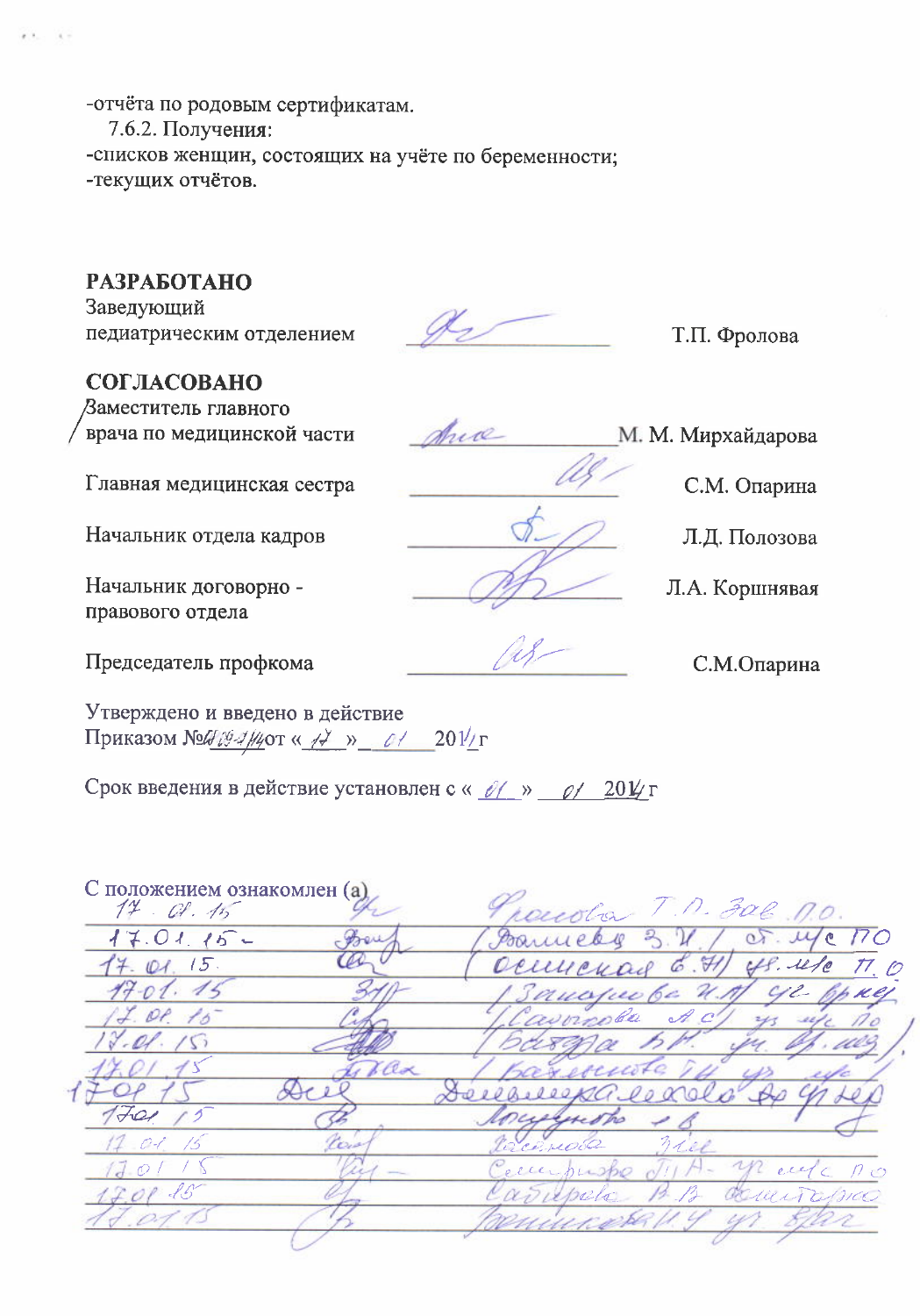-отчёта по родовым сертификатам.

7.6.2. Получения:

-списков женщин, состоящих на учёте по беременности;

-текущих отчётов.

**РАЗРАБОТАНО**

Заведующий педиатрическим отделением _______________ Т.П. Фролова

**СОГЛАСОВАНО**

Заместитель главного врача по медицинской части _______________ М. М. Мирхайдарова

Главная медицинская сестра _______________ С.М. Опарина

Начальник отдела кадров _______________ Л.Д. Полозова

Начальник договорно - правового отдела _______________ Л.А. Коршнявая

Председатель профкома _______________ С.М.Опарина

Утверждено и введено в действие Приказом №01-09-1/14 от « 17 » 01 2015 г

Срок введения в действие установлен с « 01 » 01 2015 г

С положением ознакомлен (а)

| Дата | Подпись | ФИО, должность |
|---|---|---|
| 17.01.15 | | Фролова Т.П. зав. П.О. |
| 17.01.15 | | (Ванеева З.И. / ст. м/с ПО |
| 17.01.15 | | (Осинская В.И) уч. м/с П.О |
| 17.01.15 | | /Захарова И.А/ уч. врач |
| 17.01.15 | | /Сабирова А.С/ уч м/с ПО |
| 17.01.15 | | (Бадра Б.Р. уч. вр. пед) |
| 17.01.15 | | (Баженова Г.И уч м/с |
| 17.01.15 | | Долинская ... уч. пед |
| 17.01.15 | | Макурова ... |
| 17.01.15 | | Касимова ... |
| 17.01.15 | | Семенова Л.А. уч м/с ПО |
| 17.01.15 | | Сабирова В.В. ... |
| 17.01.15 | | Волинкова И.Ч. уч. врач |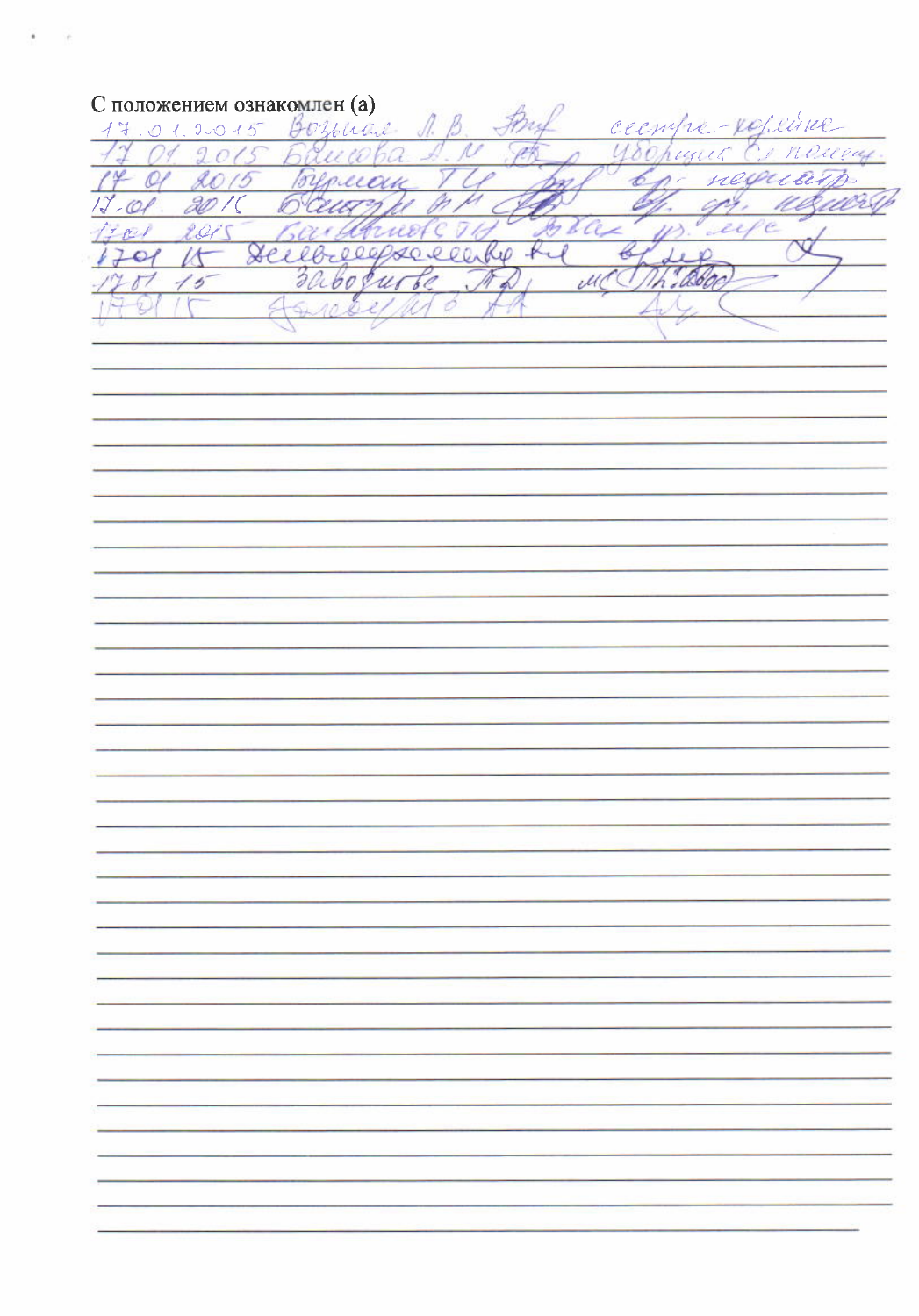С положением ознакомлен (а)

17.01.2015 Возьмак Л.В. сестра-хозяйка

17.01.2015 Банова А.М. уборщик сл. помещ.

17.01.2015 Герман Т.Ц. вр.-педиатр.

17.01.2015 Батыр В.М. вр. гр. невролог

17.01.2015 Васильева Т.И. уч. м/с

17.01.15 Пельмиоралова Т.Н. вр. пед.

17.01.15 Заводнова Т.Д. м/с

17.01.15 Голобуто А.А.